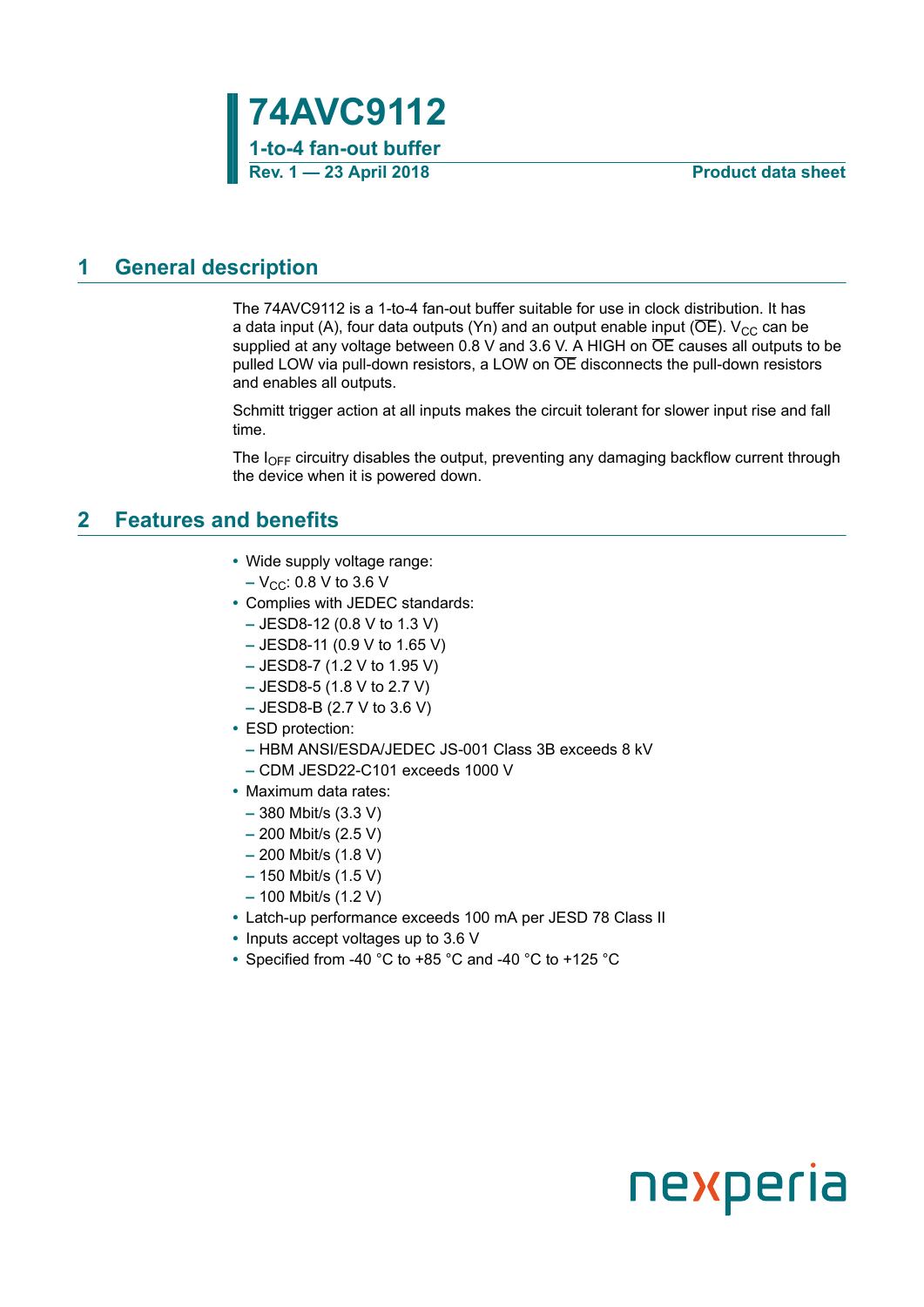# 74AVC9112

**1-to-4 fan-out buffer**

**Rev. 1 — 23 April 2018** **Product data sheet**

## 1 General description

The 74AVC9112 is a 1-to-4 fan-out buffer suitable for use in clock distribution. It has a data input (A), four data outputs (Yn) and an output enable input ($\overline{OE}$). $V_{CC}$ can be supplied at any voltage between 0.8 V and 3.6 V. A HIGH on $\overline{OE}$ causes all outputs to be pulled LOW via pull-down resistors, a LOW on $\overline{OE}$ disconnects the pull-down resistors and enables all outputs.

Schmitt trigger action at all inputs makes the circuit tolerant for slower input rise and fall time.

The $I_{OFF}$ circuitry disables the output, preventing any damaging backflow current through the device when it is powered down.

## 2 Features and benefits

- Wide supply voltage range:
  - $V_{CC}$: 0.8 V to 3.6 V
- Complies with JEDEC standards:
  - JESD8-12 (0.8 V to 1.3 V)
  - JESD8-11 (0.9 V to 1.65 V)
  - JESD8-7 (1.2 V to 1.95 V)
  - JESD8-5 (1.8 V to 2.7 V)
  - JESD8-B (2.7 V to 3.6 V)
- ESD protection:
  - HBM ANSI/ESDA/JEDEC JS-001 Class 3B exceeds 8 kV
  - CDM JESD22-C101 exceeds 1000 V
- Maximum data rates:
  - 380 Mbit/s (3.3 V)
  - 200 Mbit/s (2.5 V)
  - 200 Mbit/s (1.8 V)
  - 150 Mbit/s (1.5 V)
  - 100 Mbit/s (1.2 V)
- Latch-up performance exceeds 100 mA per JESD 78 Class II
- Inputs accept voltages up to 3.6 V
- Specified from -40 °C to +85 °C and -40 °C to +125 °C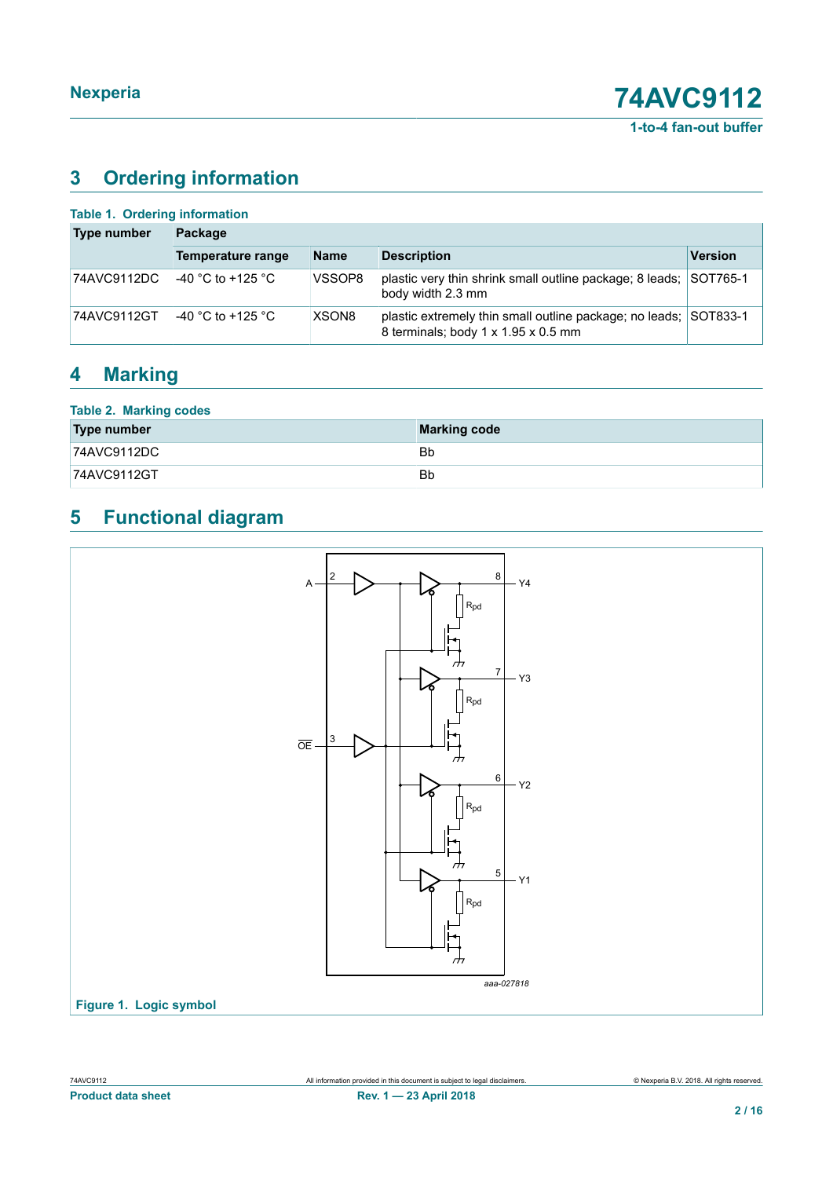## 3 Ordering information

**Table 1. Ordering information**

| Type number | Package | | | |
|---|---|---|---|---|
| | Temperature range | Name | Description | Version |
| 74AVC9112DC | -40 °C to +125 °C | VSSOP8 | plastic very thin shrink small outline package; 8 leads; body width 2.3 mm | SOT765-1 |
| 74AVC9112GT | -40 °C to +125 °C | XSON8 | plastic extremely thin small outline package; no leads; 8 terminals; body 1 x 1.95 x 0.5 mm | SOT833-1 |

## 4 Marking

**Table 2. Marking codes**

| Type number | Marking code |
|---|---|
| 74AVC9112DC | Bb |
| 74AVC9112GT | Bb |

## 5 Functional diagram

**Figure 1. Logic symbol**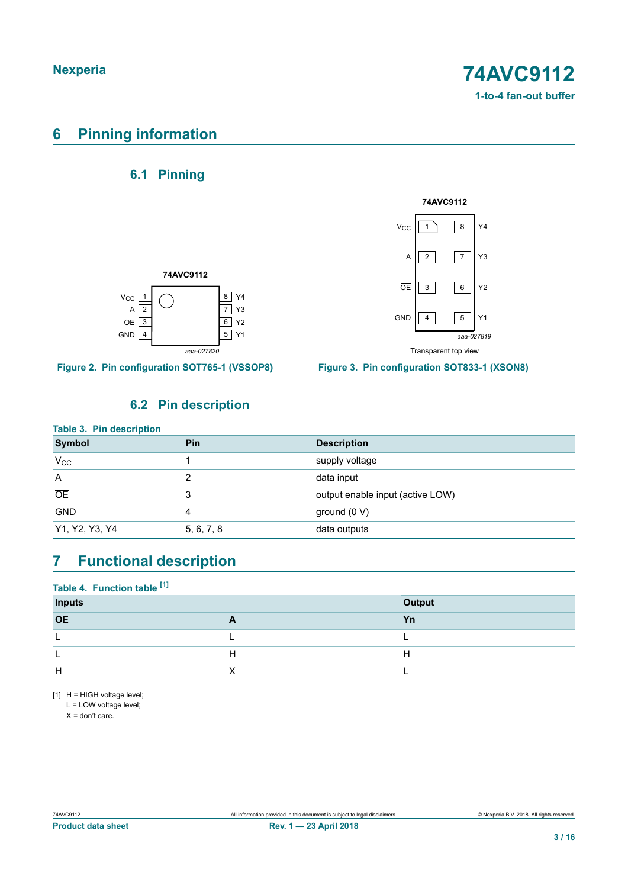# 6 Pinning information

## 6.1 Pinning

Figure 2. Pin configuration SOT765-1 (VSSOP8)

Figure 3. Pin configuration SOT833-1 (XSON8)

## 6.2 Pin description

**Table 3. Pin description**

| Symbol | Pin | Description |
|---|---|---|
| $V_{CC}$ | 1 | supply voltage |
| A | 2 | data input |
| $\overline{OE}$ | 3 | output enable input (active LOW) |
| GND | 4 | ground (0 V) |
| Y1, Y2, Y3, Y4 | 5, 6, 7, 8 | data outputs |

# 7 Functional description

**Table 4. Function table [1]**

| Inputs | | Output |
|---|---|---|
| $\overline{OE}$ | A | Yn |
| L | L | L |
| L | H | H |
| H | X | L |

[1] H = HIGH voltage level;
L = LOW voltage level;
X = don't care.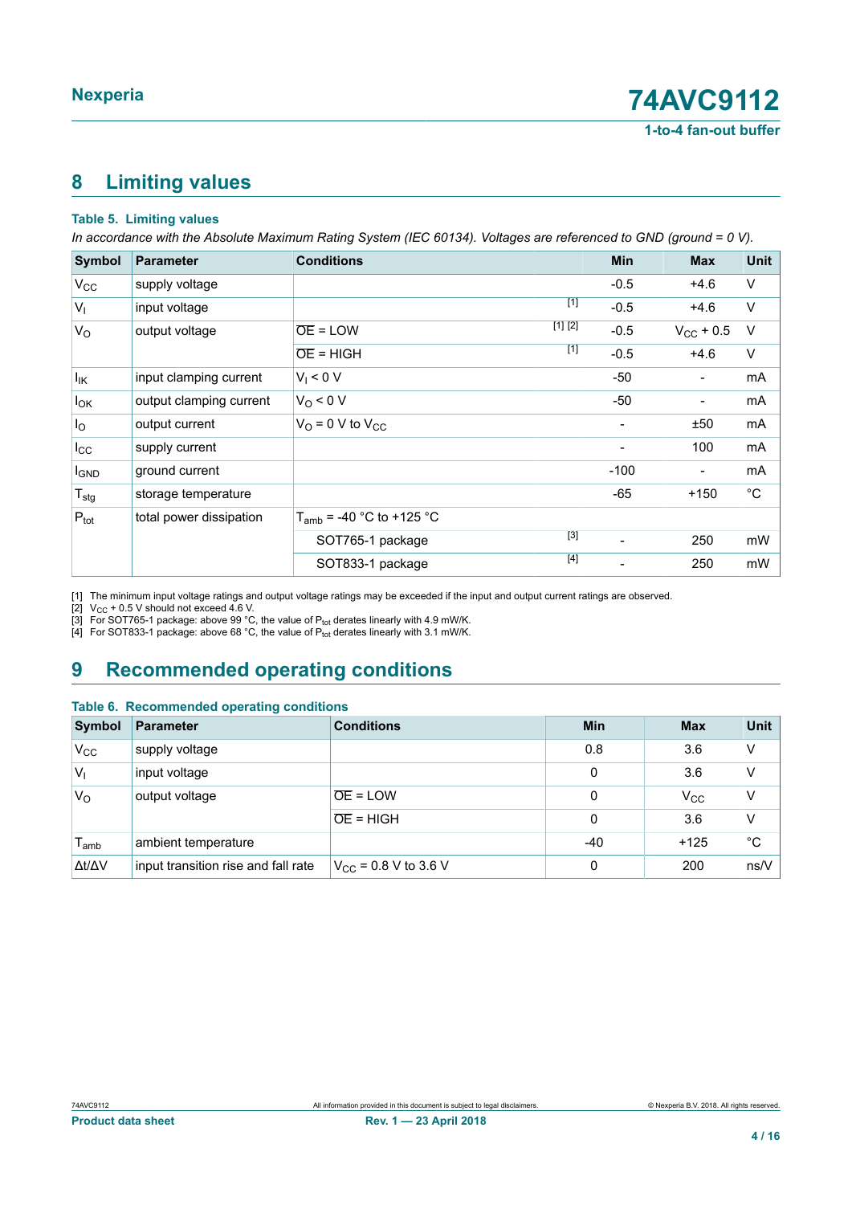## 8 Limiting values

**Table 5. Limiting values**

*In accordance with the Absolute Maximum Rating System (IEC 60134). Voltages are referenced to GND (ground = 0 V).*

| Symbol | Parameter | Conditions | | Min | Max | Unit |
|---|---|---|---|---|---|---|
| $V_{CC}$ | supply voltage | | | -0.5 | +4.6 | V |
| $V_I$ | input voltage | | [1] | -0.5 | +4.6 | V |
| $V_O$ | output voltage | $\overline{OE}$ = LOW | [1] [2] | -0.5 | $V_{CC}$ + 0.5 | V |
| | | $\overline{OE}$ = HIGH | [1] | -0.5 | +4.6 | V |
| $I_{IK}$ | input clamping current | $V_I$ < 0 V | | -50 | - | mA |
| $I_{OK}$ | output clamping current | $V_O$ < 0 V | | -50 | - | mA |
| $I_O$ | output current | $V_O$ = 0 V to $V_{CC}$ | | - | ±50 | mA |
| $I_{CC}$ | supply current | | | - | 100 | mA |
| $I_{GND}$ | ground current | | | -100 | - | mA |
| $T_{stg}$ | storage temperature | | | -65 | +150 | °C |
| $P_{tot}$ | total power dissipation | $T_{amb}$ = -40 °C to +125 °C | | | | |
| | | SOT765-1 package | [3] | - | 250 | mW |
| | | SOT833-1 package | [4] | - | 250 | mW |

[1] The minimum input voltage ratings and output voltage ratings may be exceeded if the input and output current ratings are observed.

[2] $V_{CC}$ + 0.5 V should not exceed 4.6 V.

[3] For SOT765-1 package: above 99 °C, the value of $P_{tot}$ derates linearly with 4.9 mW/K.

[4] For SOT833-1 package: above 68 °C, the value of $P_{tot}$ derates linearly with 3.1 mW/K.

## 9 Recommended operating conditions

**Table 6. Recommended operating conditions**

| Symbol | Parameter | Conditions | Min | Max | Unit |
|---|---|---|---|---|---|
| $V_{CC}$ | supply voltage | | 0.8 | 3.6 | V |
| $V_I$ | input voltage | | 0 | 3.6 | V |
| $V_O$ | output voltage | $\overline{OE}$ = LOW | 0 | $V_{CC}$ | V |
| | | $\overline{OE}$ = HIGH | 0 | 3.6 | V |
| $T_{amb}$ | ambient temperature | | -40 | +125 | °C |
| $\Delta t/\Delta V$ | input transition rise and fall rate | $V_{CC}$ = 0.8 V to 3.6 V | 0 | 200 | ns/V |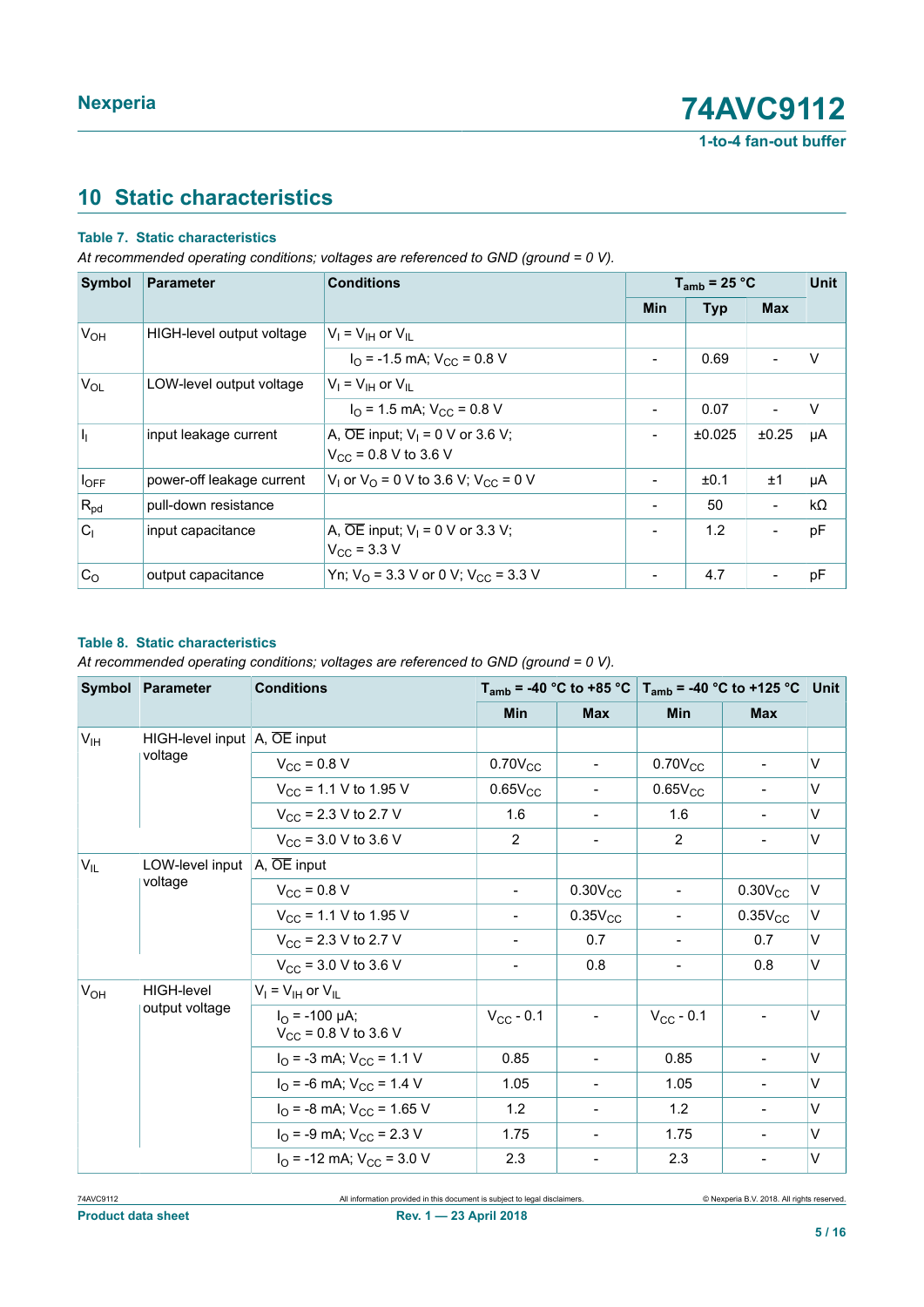## 10 Static characteristics

**Table 7. Static characteristics**

*At recommended operating conditions; voltages are referenced to GND (ground = 0 V).*

| Symbol | Parameter | Conditions | $T_{amb}$ = 25 °C | | | Unit |
|---|---|---|---|---|---|---|
| | | | Min | Typ | Max | |
| $V_{OH}$ | HIGH-level output voltage | $V_I = V_{IH}$ or $V_{IL}$ | | | | |
| | | $I_O$ = -1.5 mA; $V_{CC}$ = 0.8 V | - | 0.69 | - | V |
| $V_{OL}$ | LOW-level output voltage | $V_I = V_{IH}$ or $V_{IL}$ | | | | |
| | | $I_O$ = 1.5 mA; $V_{CC}$ = 0.8 V | - | 0.07 | - | V |
| $I_I$ | input leakage current | A, $\overline{OE}$ input; $V_I$ = 0 V or 3.6 V; $V_{CC}$ = 0.8 V to 3.6 V | - | ±0.025 | ±0.25 | μA |
| $I_{OFF}$ | power-off leakage current | $V_I$ or $V_O$ = 0 V to 3.6 V; $V_{CC}$ = 0 V | - | ±0.1 | ±1 | μA |
| $R_{pd}$ | pull-down resistance | | - | 50 | - | kΩ |
| $C_I$ | input capacitance | A, $\overline{OE}$ input; $V_I$ = 0 V or 3.3 V; $V_{CC}$ = 3.3 V | - | 1.2 | - | pF |
| $C_O$ | output capacitance | Yn; $V_O$ = 3.3 V or 0 V; $V_{CC}$ = 3.3 V | - | 4.7 | - | pF |

**Table 8. Static characteristics**

*At recommended operating conditions; voltages are referenced to GND (ground = 0 V).*

| Symbol | Parameter | Conditions | $T_{amb}$ = -40 °C to +85 °C | | $T_{amb}$ = -40 °C to +125 °C | | Unit |
|---|---|---|---|---|---|---|---|
| | | | Min | Max | Min | Max | |
| $V_{IH}$ | HIGH-level input voltage | A, $\overline{OE}$ input | | | | | |
| | | $V_{CC}$ = 0.8 V | $0.70V_{CC}$ | - | $0.70V_{CC}$ | - | V |
| | | $V_{CC}$ = 1.1 V to 1.95 V | $0.65V_{CC}$ | - | $0.65V_{CC}$ | - | V |
| | | $V_{CC}$ = 2.3 V to 2.7 V | 1.6 | - | 1.6 | - | V |
| | | $V_{CC}$ = 3.0 V to 3.6 V | 2 | - | 2 | - | V |
| $V_{IL}$ | LOW-level input voltage | A, $\overline{OE}$ input | | | | | |
| | | $V_{CC}$ = 0.8 V | - | $0.30V_{CC}$ | - | $0.30V_{CC}$ | V |
| | | $V_{CC}$ = 1.1 V to 1.95 V | - | $0.35V_{CC}$ | - | $0.35V_{CC}$ | V |
| | | $V_{CC}$ = 2.3 V to 2.7 V | - | 0.7 | - | 0.7 | V |
| | | $V_{CC}$ = 3.0 V to 3.6 V | - | 0.8 | - | 0.8 | V |
| $V_{OH}$ | HIGH-level output voltage | $V_I = V_{IH}$ or $V_{IL}$ | | | | | |
| | | $I_O$ = -100 μA; $V_{CC}$ = 0.8 V to 3.6 V | $V_{CC}$ - 0.1 | - | $V_{CC}$ - 0.1 | - | V |
| | | $I_O$ = -3 mA; $V_{CC}$ = 1.1 V | 0.85 | - | 0.85 | - | V |
| | | $I_O$ = -6 mA; $V_{CC}$ = 1.4 V | 1.05 | - | 1.05 | - | V |
| | | $I_O$ = -8 mA; $V_{CC}$ = 1.65 V | 1.2 | - | 1.2 | - | V |
| | | $I_O$ = -9 mA; $V_{CC}$ = 2.3 V | 1.75 | - | 1.75 | - | V |
| | | $I_O$ = -12 mA; $V_{CC}$ = 3.0 V | 2.3 | - | 2.3 | - | V |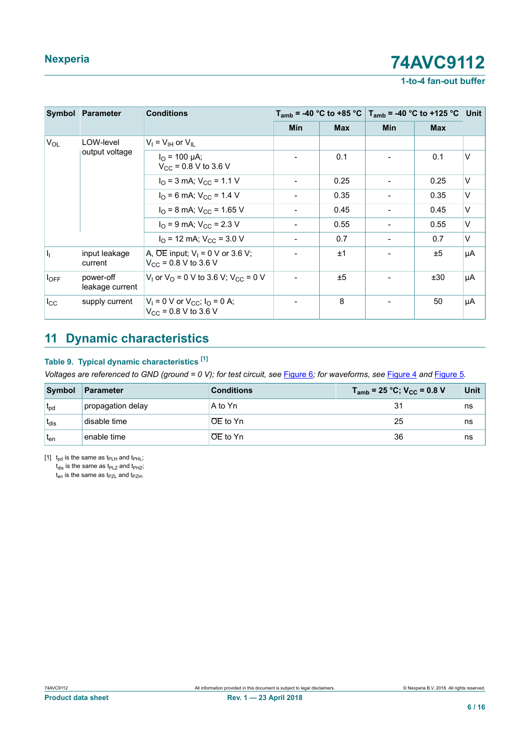| Symbol | Parameter | Conditions | $T_{amb}$ = -40 °C to +85 °C | | $T_{amb}$ = -40 °C to +125 °C | | Unit |
|---|---|---|---|---|---|---|---|
| | | | Min | Max | Min | Max | |
| $V_{OL}$ | LOW-level output voltage | $V_I = V_{IH}$ or $V_{IL}$ | | | | | |
| | | $I_O$ = 100 μA; $V_{CC}$ = 0.8 V to 3.6 V | - | 0.1 | - | 0.1 | V |
| | | $I_O$ = 3 mA; $V_{CC}$ = 1.1 V | - | 0.25 | - | 0.25 | V |
| | | $I_O$ = 6 mA; $V_{CC}$ = 1.4 V | - | 0.35 | - | 0.35 | V |
| | | $I_O$ = 8 mA; $V_{CC}$ = 1.65 V | - | 0.45 | - | 0.45 | V |
| | | $I_O$ = 9 mA; $V_{CC}$ = 2.3 V | - | 0.55 | - | 0.55 | V |
| | | $I_O$ = 12 mA; $V_{CC}$ = 3.0 V | - | 0.7 | - | 0.7 | V |
| $I_I$ | input leakage current | A, $\overline{OE}$ input; $V_I$ = 0 V or 3.6 V; $V_{CC}$ = 0.8 V to 3.6 V | - | ±1 | - | ±5 | μA |
| $I_{OFF}$ | power-off leakage current | $V_I$ or $V_O$ = 0 V to 3.6 V; $V_{CC}$ = 0 V | - | ±5 | - | ±30 | μA |
| $I_{CC}$ | supply current | $V_I$ = 0 V or $V_{CC}$; $I_O$ = 0 A; $V_{CC}$ = 0.8 V to 3.6 V | - | 8 | - | 50 | μA |

## 11 Dynamic characteristics

### Table 9. Typical dynamic characteristics [1]

*Voltages are referenced to GND (ground = 0 V); for test circuit, see Figure 6; for waveforms, see Figure 4 and Figure 5.*

| Symbol | Parameter | Conditions | $T_{amb}$ = 25 °C; $V_{CC}$ = 0.8 V | Unit |
|---|---|---|---|---|
| $t_{pd}$ | propagation delay | A to Yn | 31 | ns |
| $t_{dis}$ | disable time | $\overline{OE}$ to Yn | 25 | ns |
| $t_{en}$ | enable time | $\overline{OE}$ to Yn | 36 | ns |

[1] $t_{pd}$ is the same as $t_{PLH}$ and $t_{PHL}$;
$t_{dis}$ is the same as $t_{PLZ}$ and $t_{PHZ}$;
$t_{en}$ is the same as $t_{PZL}$ and $t_{PZH}$.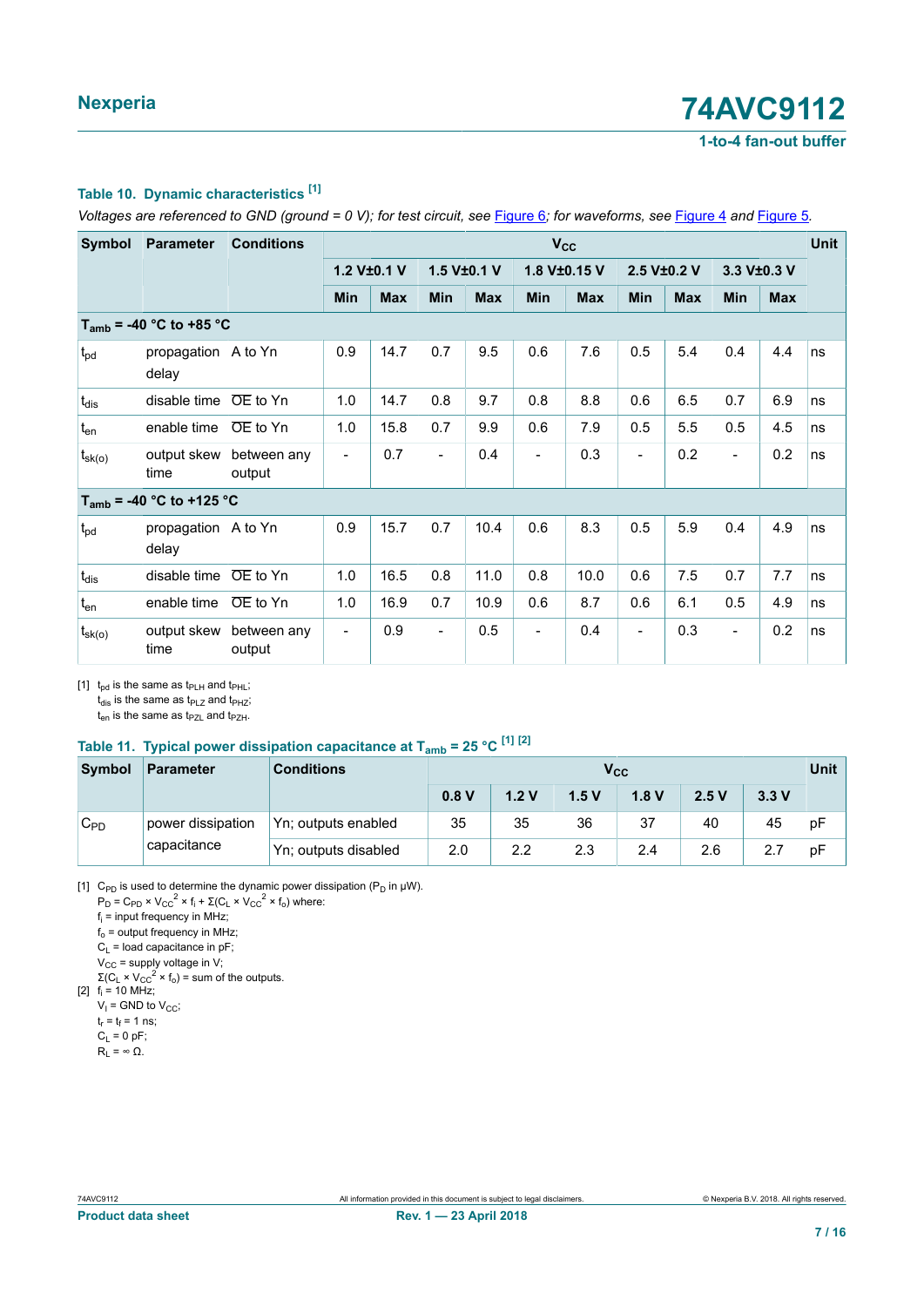### Table 10. Dynamic characteristics [1]

*Voltages are referenced to GND (ground = 0 V); for test circuit, see Figure 6; for waveforms, see Figure 4 and Figure 5.*

| Symbol | Parameter | Conditions | $V_{CC}$ | | | | | | | | | | Unit |
|---|---|---|---|---|---|---|---|---|---|---|---|---|---|
| | | | 1.2 V±0.1 V | | 1.5 V±0.1 V | | 1.8 V±0.15 V | | 2.5 V±0.2 V | | 3.3 V±0.3 V | | |
| | | | Min | Max | Min | Max | Min | Max | Min | Max | Min | Max | |
| **$T_{amb}$ = -40 °C to +85 °C** | | | | | | | | | | | | | |
| $t_{pd}$ | propagation delay | A to Yn | 0.9 | 14.7 | 0.7 | 9.5 | 0.6 | 7.6 | 0.5 | 5.4 | 0.4 | 4.4 | ns |
| $t_{dis}$ | disable time | $\overline{OE}$ to Yn | 1.0 | 14.7 | 0.8 | 9.7 | 0.8 | 8.8 | 0.6 | 6.5 | 0.7 | 6.9 | ns |
| $t_{en}$ | enable time | $\overline{OE}$ to Yn | 1.0 | 15.8 | 0.7 | 9.9 | 0.6 | 7.9 | 0.5 | 5.5 | 0.5 | 4.5 | ns |
| $t_{sk(o)}$ | output skew time | between any output | - | 0.7 | - | 0.4 | - | 0.3 | - | 0.2 | - | 0.2 | ns |
| **$T_{amb}$ = -40 °C to +125 °C** | | | | | | | | | | | | | |
| $t_{pd}$ | propagation delay | A to Yn | 0.9 | 15.7 | 0.7 | 10.4 | 0.6 | 8.3 | 0.5 | 5.9 | 0.4 | 4.9 | ns |
| $t_{dis}$ | disable time | $\overline{OE}$ to Yn | 1.0 | 16.5 | 0.8 | 11.0 | 0.8 | 10.0 | 0.6 | 7.5 | 0.7 | 7.7 | ns |
| $t_{en}$ | enable time | $\overline{OE}$ to Yn | 1.0 | 16.9 | 0.7 | 10.9 | 0.6 | 8.7 | 0.6 | 6.1 | 0.5 | 4.9 | ns |
| $t_{sk(o)}$ | output skew time | between any output | - | 0.9 | - | 0.5 | - | 0.4 | - | 0.3 | - | 0.2 | ns |

[1] $t_{pd}$ is the same as $t_{PLH}$ and $t_{PHL}$;
$t_{dis}$ is the same as $t_{PLZ}$ and $t_{PHZ}$;
$t_{en}$ is the same as $t_{PZL}$ and $t_{PZH}$.

### Table 11. Typical power dissipation capacitance at $T_{amb}$ = 25 °C [1] [2]

| Symbol | Parameter | Conditions | $V_{CC}$ | | | | | | Unit |
|---|---|---|---|---|---|---|---|---|---|
| | | | 0.8 V | 1.2 V | 1.5 V | 1.8 V | 2.5 V | 3.3 V | |
| $C_{PD}$ | power dissipation capacitance | Yn; outputs enabled | 35 | 35 | 36 | 37 | 40 | 45 | pF |
| | | Yn; outputs disabled | 2.0 | 2.2 | 2.3 | 2.4 | 2.6 | 2.7 | pF |

[1] $C_{PD}$ is used to determine the dynamic power dissipation ($P_D$ in μW).
$P_D = C_{PD} \times V_{CC}^2 \times f_i + \Sigma(C_L \times V_{CC}^2 \times f_o)$ where:
$f_i$ = input frequency in MHz;
$f_o$ = output frequency in MHz;
$C_L$ = load capacitance in pF;
$V_{CC}$ = supply voltage in V;
$\Sigma(C_L \times V_{CC}^2 \times f_o)$ = sum of the outputs.

[2] $f_i$ = 10 MHz;
$V_I$ = GND to $V_{CC}$;
$t_r = t_f$ = 1 ns;
$C_L$ = 0 pF;
$R_L = \infty\ \Omega$.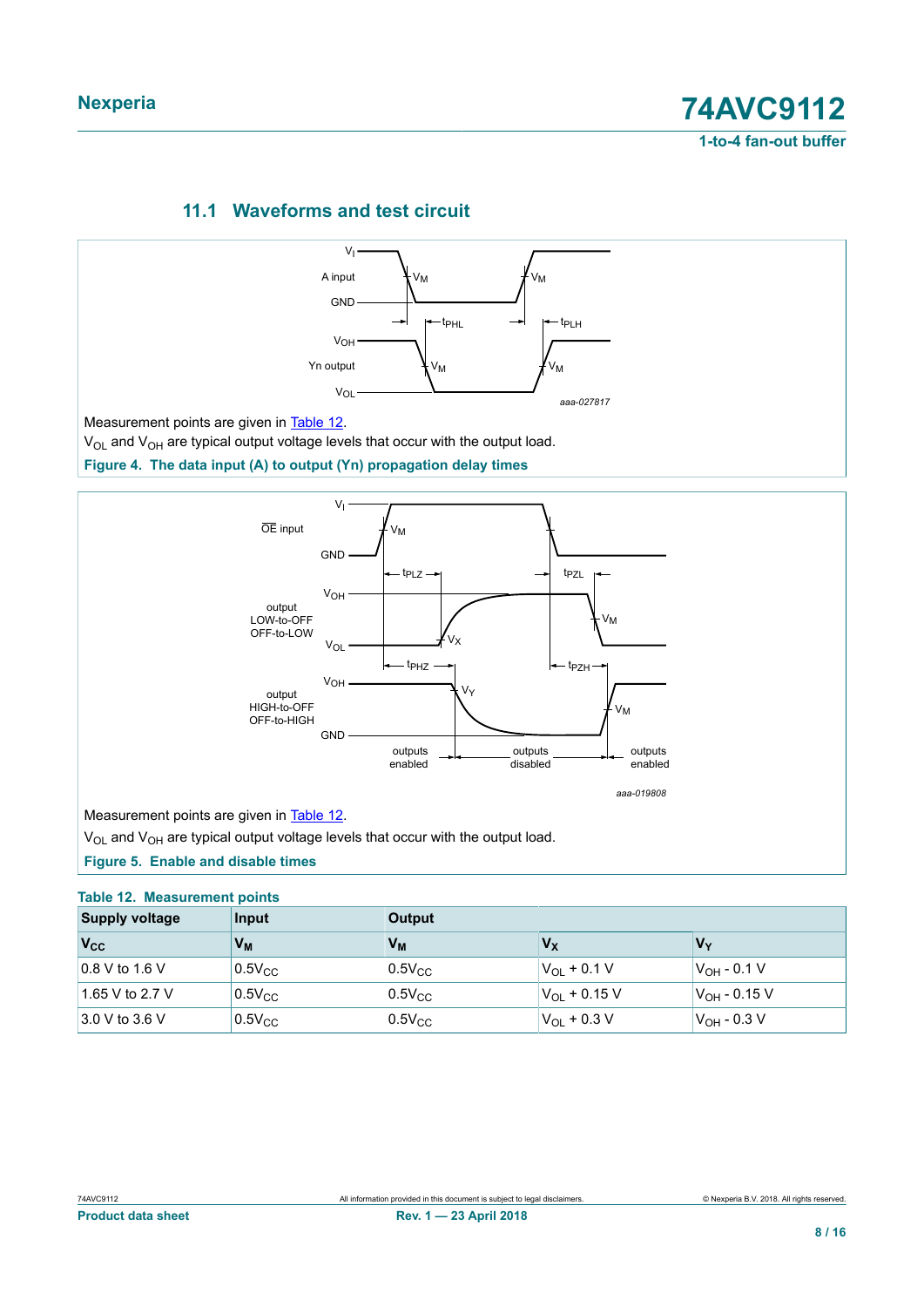### 11.1 Waveforms and test circuit

Measurement points are given in Table 12.

$V_{OL}$ and $V_{OH}$ are typical output voltage levels that occur with the output load.

**Figure 4. The data input (A) to output (Yn) propagation delay times**

Measurement points are given in Table 12.

$V_{OL}$ and $V_{OH}$ are typical output voltage levels that occur with the output load.

**Figure 5. Enable and disable times**

**Table 12. Measurement points**

| Supply voltage | Input | Output | | |
|---|---|---|---|---|
| $V_{CC}$ | $V_M$ | $V_M$ | $V_X$ | $V_Y$ |
| 0.8 V to 1.6 V | $0.5V_{CC}$ | $0.5V_{CC}$ | $V_{OL}$ + 0.1 V | $V_{OH}$ - 0.1 V |
| 1.65 V to 2.7 V | $0.5V_{CC}$ | $0.5V_{CC}$ | $V_{OL}$ + 0.15 V | $V_{OH}$ - 0.15 V |
| 3.0 V to 3.6 V | $0.5V_{CC}$ | $0.5V_{CC}$ | $V_{OL}$ + 0.3 V | $V_{OH}$ - 0.3 V |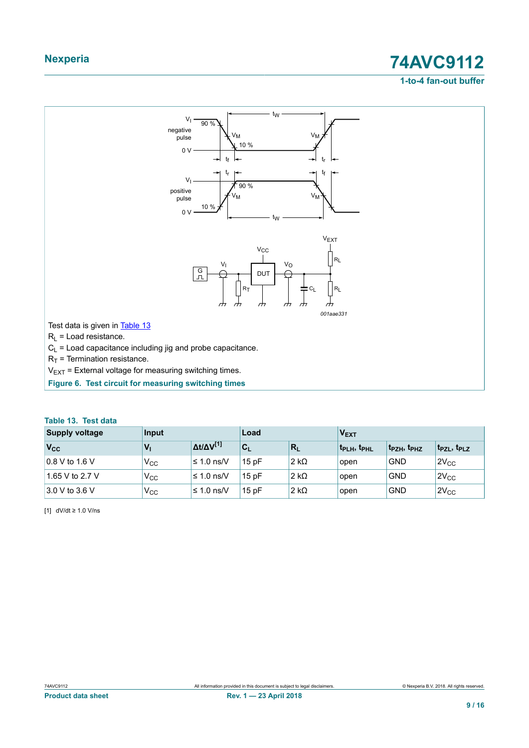Test data is given in Table 13

$R_L$ = Load resistance.

$C_L$ = Load capacitance including jig and probe capacitance.

$R_T$ = Termination resistance.

$V_{EXT}$ = External voltage for measuring switching times.

**Figure 6. Test circuit for measuring switching times**

**Table 13. Test data**

| Supply voltage | Input | | Load | | $V_{EXT}$ | | |
|---|---|---|---|---|---|---|---|
| $V_{CC}$ | $V_I$ | $\Delta t/\Delta V$[1] | $C_L$ | $R_L$ | $t_{PLH}$, $t_{PHL}$ | $t_{PZH}$, $t_{PHZ}$ | $t_{PZL}$, $t_{PLZ}$ |
| 0.8 V to 1.6 V | $V_{CC}$ | ≤ 1.0 ns/V | 15 pF | 2 kΩ | open | GND | $2V_{CC}$ |
| 1.65 V to 2.7 V | $V_{CC}$ | ≤ 1.0 ns/V | 15 pF | 2 kΩ | open | GND | $2V_{CC}$ |
| 3.0 V to 3.6 V | $V_{CC}$ | ≤ 1.0 ns/V | 15 pF | 2 kΩ | open | GND | $2V_{CC}$ |

[1] dV/dt ≥ 1.0 V/ns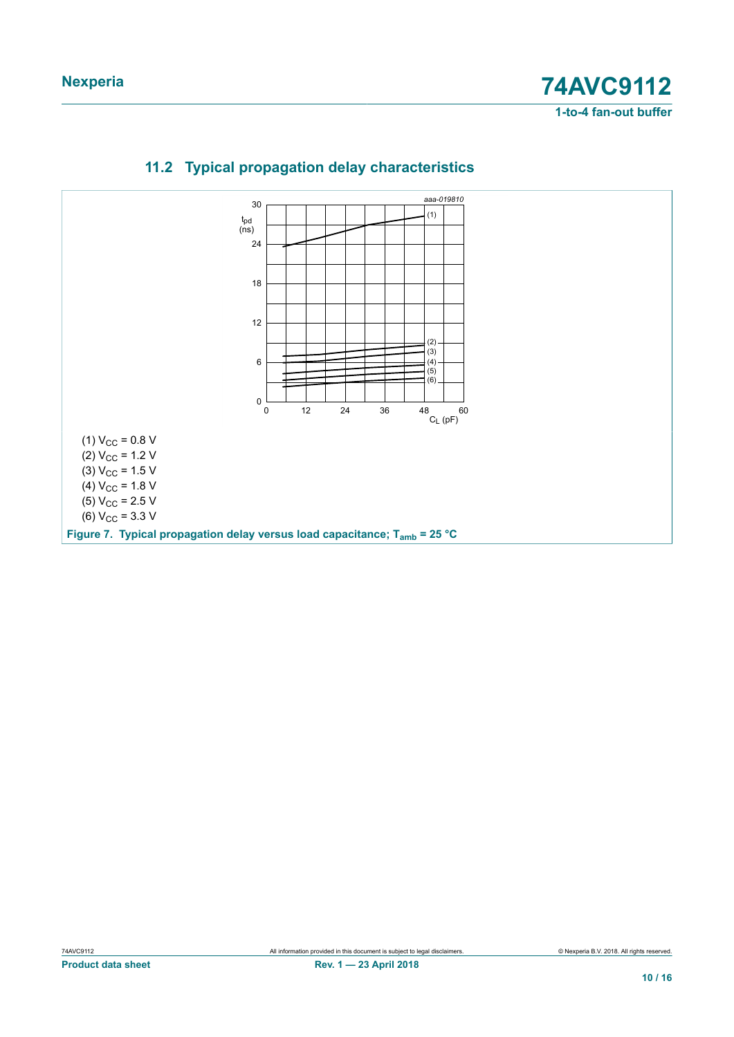### 11.2 Typical propagation delay characteristics

(1) $V_{CC}$ = 0.8 V
(2) $V_{CC}$ = 1.2 V
(3) $V_{CC}$ = 1.5 V
(4) $V_{CC}$ = 1.8 V
(5) $V_{CC}$ = 2.5 V
(6) $V_{CC}$ = 3.3 V

**Figure 7. Typical propagation delay versus load capacitance; $T_{amb}$ = 25 °C**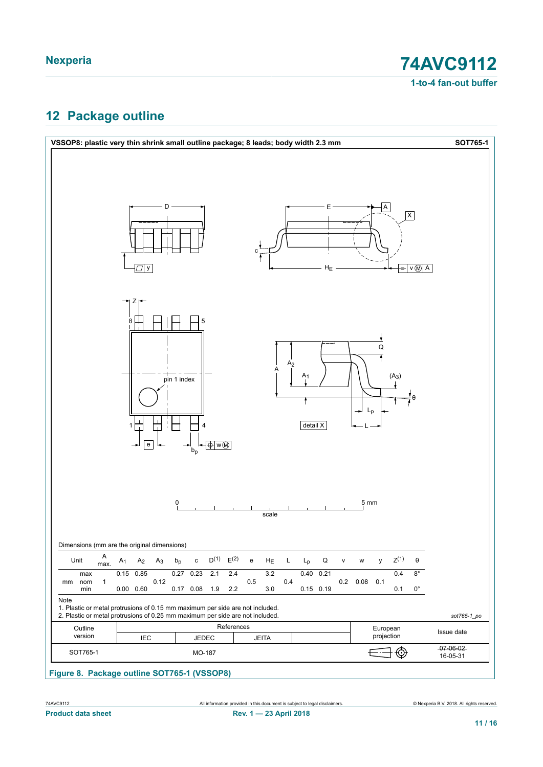## 12 Package outline

**VSSOP8: plastic very thin shrink small outline package; 8 leads; body width 2.3 mm** **SOT765-1**

Dimensions (mm are the original dimensions)

| Unit | | A max. | $A_1$ | $A_2$ | $A_3$ | $b_p$ | c | D[1] | E[2] | e | $H_E$ | L | $L_p$ | Q | v | w | y | Z[1] | θ |
|---|---|---|---|---|---|---|---|---|---|---|---|---|---|---|---|---|---|---|---|
| mm | max | | 0.15 | 0.85 | | 0.27 | 0.23 | 2.1 | 2.4 | | 3.2 | | 0.40 | 0.21 | | | | 0.4 | 8° |
| | nom | 1 | | | 0.12 | | | | | 0.5 | | 0.4 | | | 0.2 | 0.08 | 0.1 | | |
| | min | | 0.00 | 0.60 | | 0.17 | 0.08 | 1.9 | 2.2 | | 3.0 | | 0.15 | 0.19 | | | | 0.1 | 0° |

Note
1. Plastic or metal protrusions of 0.15 mm maximum per side are not included.
2. Plastic or metal protrusions of 0.25 mm maximum per side are not included.

sot765-1_po

| Outline version | References IEC | References JEDEC | References JEITA | | European projection | Issue date |
|---|---|---|---|---|---|---|
| SOT765-1 | | MO-187 | | | | ~~07-06-02~~ 16-05-31 |

**Figure 8. Package outline SOT765-1 (VSSOP8)**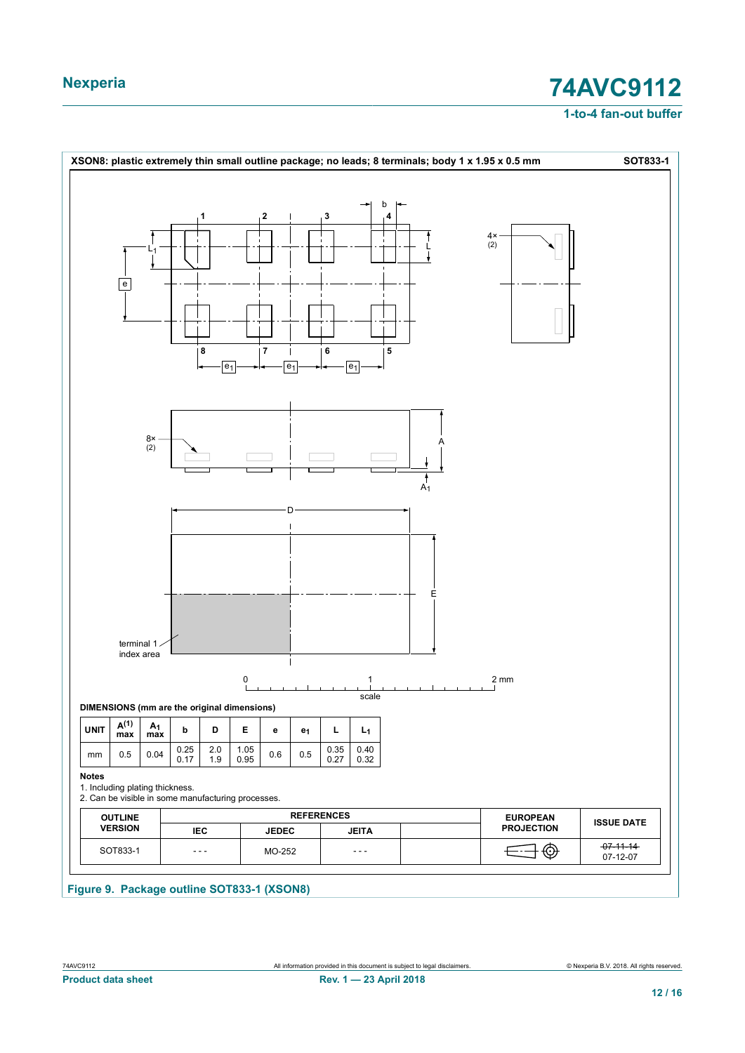**XSON8: plastic extremely thin small outline package; no leads; 8 terminals; body 1 x 1.95 x 0.5 mm** **SOT833-1**

**DIMENSIONS (mm are the original dimensions)**

| UNIT | A[(1)] max | $A_1$ max | b | D | E | e | $e_1$ | L | $L_1$ |
|---|---|---|---|---|---|---|---|---|---|
| mm | 0.5 | 0.04 | 0.25<br>0.17 | 2.0<br>1.9 | 1.05<br>0.95 | 0.6 | 0.5 | 0.35<br>0.27 | 0.40<br>0.32 |

**Notes**

1. Including plating thickness.
2. Can be visible in some manufacturing processes.

| OUTLINE VERSION | REFERENCES | | | | EUROPEAN PROJECTION | ISSUE DATE |
|---|---|---|---|---|---|---|
| | IEC | JEDEC | JEITA | | | |
| SOT833-1 | - - - | MO-252 | - - - | | | ~~07-11-14~~<br>07-12-07 |

**Figure 9. Package outline SOT833-1 (XSON8)**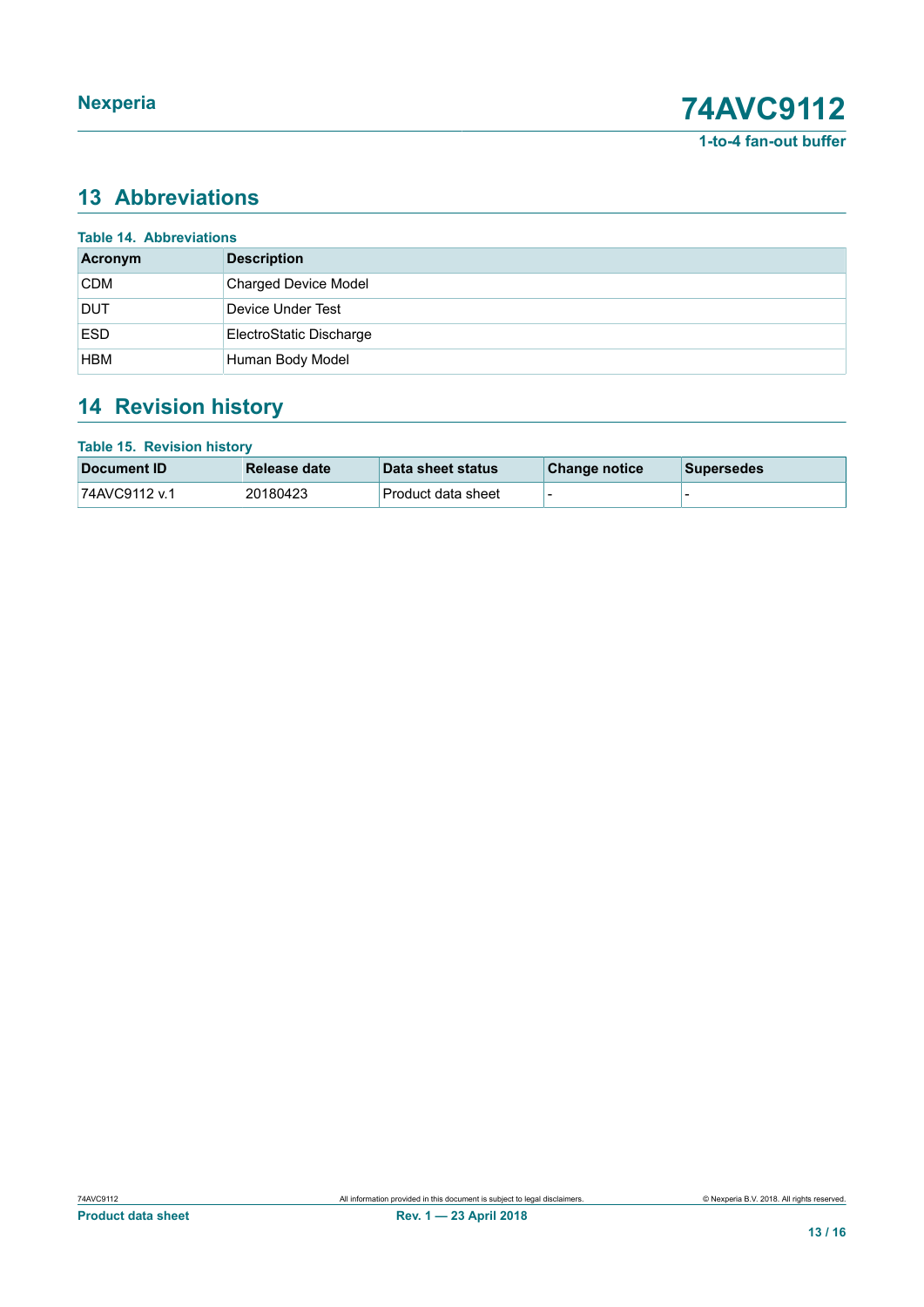## 13 Abbreviations

**Table 14. Abbreviations**

| Acronym | Description |
|---|---|
| CDM | Charged Device Model |
| DUT | Device Under Test |
| ESD | ElectroStatic Discharge |
| HBM | Human Body Model |

## 14 Revision history

**Table 15. Revision history**

| Document ID | Release date | Data sheet status | Change notice | Supersedes |
|---|---|---|---|---|
| 74AVC9112 v.1 | 20180423 | Product data sheet | - | - |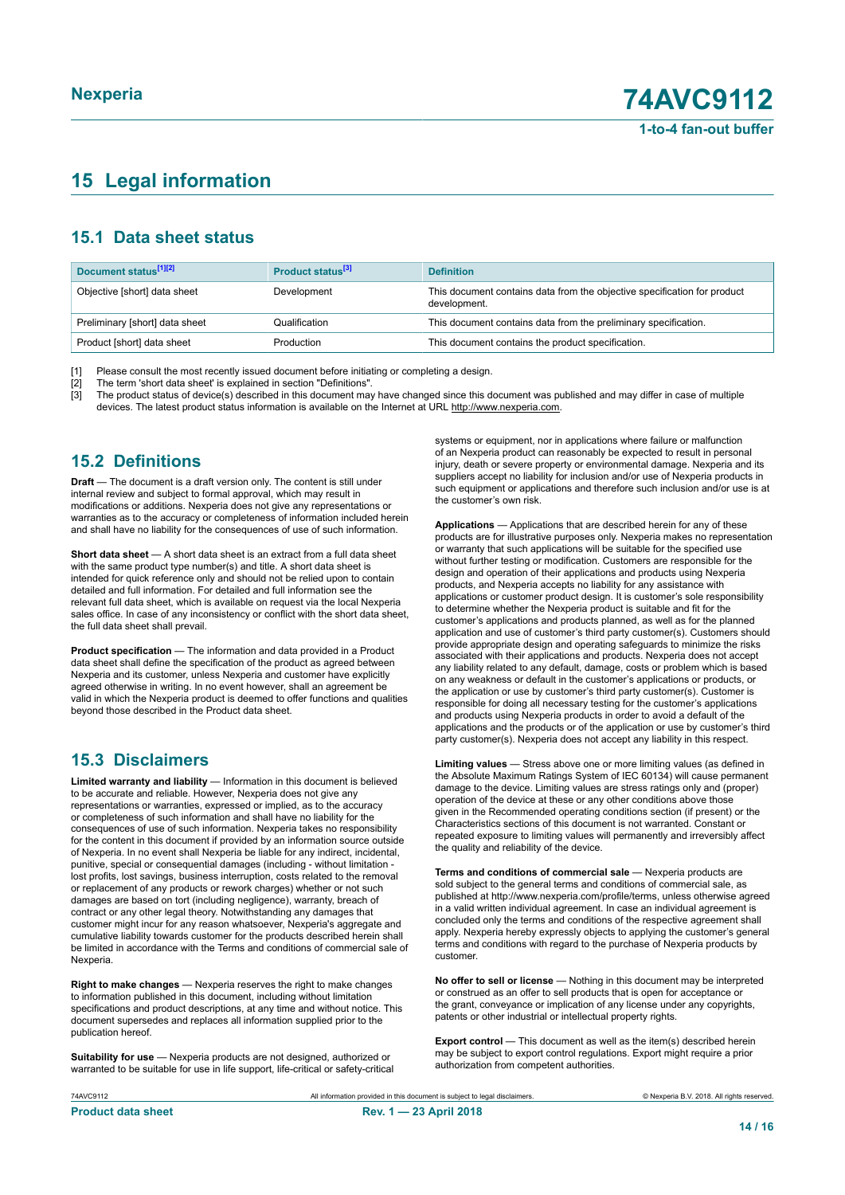# 15 Legal information

## 15.1 Data sheet status

| Document status[1][2] | Product status[3] | Definition |
|---|---|---|
| Objective [short] data sheet | Development | This document contains data from the objective specification for product development. |
| Preliminary [short] data sheet | Qualification | This document contains data from the preliminary specification. |
| Product [short] data sheet | Production | This document contains the product specification. |

[1] Please consult the most recently issued document before initiating or completing a design.
[2] The term 'short data sheet' is explained in section "Definitions".
[3] The product status of device(s) described in this document may have changed since this document was published and may differ in case of multiple devices. The latest product status information is available on the Internet at URL http://www.nexperia.com.

## 15.2 Definitions

**Draft** — The document is a draft version only. The content is still under internal review and subject to formal approval, which may result in modifications or additions. Nexperia does not give any representations or warranties as to the accuracy or completeness of information included herein and shall have no liability for the consequences of use of such information.

**Short data sheet** — A short data sheet is an extract from a full data sheet with the same product type number(s) and title. A short data sheet is intended for quick reference only and should not be relied upon to contain detailed and full information. For detailed and full information see the relevant full data sheet, which is available on request via the local Nexperia sales office. In case of any inconsistency or conflict with the short data sheet, the full data sheet shall prevail.

**Product specification** — The information and data provided in a Product data sheet shall define the specification of the product as agreed between Nexperia and its customer, unless Nexperia and customer have explicitly agreed otherwise in writing. In no event however, shall an agreement be valid in which the Nexperia product is deemed to offer functions and qualities beyond those described in the Product data sheet.

## 15.3 Disclaimers

**Limited warranty and liability** — Information in this document is believed to be accurate and reliable. However, Nexperia does not give any representations or warranties, expressed or implied, as to the accuracy or completeness of such information and shall have no liability for the consequences of use of such information. Nexperia takes no responsibility for the content in this document if provided by an information source outside of Nexperia. In no event shall Nexperia be liable for any indirect, incidental, punitive, special or consequential damages (including - without limitation - lost profits, lost savings, business interruption, costs related to the removal or replacement of any products or rework charges) whether or not such damages are based on tort (including negligence), warranty, breach of contract or any other legal theory. Notwithstanding any damages that customer might incur for any reason whatsoever, Nexperia's aggregate and cumulative liability towards customer for the products described herein shall be limited in accordance with the Terms and conditions of commercial sale of Nexperia.

**Right to make changes** — Nexperia reserves the right to make changes to information published in this document, including without limitation specifications and product descriptions, at any time and without notice. This document supersedes and replaces all information supplied prior to the publication hereof.

**Suitability for use** — Nexperia products are not designed, authorized or warranted to be suitable for use in life support, life-critical or safety-critical systems or equipment, nor in applications where failure or malfunction of an Nexperia product can reasonably be expected to result in personal injury, death or severe property or environmental damage. Nexperia and its suppliers accept no liability for inclusion and/or use of Nexperia products in such equipment or applications and therefore such inclusion and/or use is at the customer's own risk.

**Applications** — Applications that are described herein for any of these products are for illustrative purposes only. Nexperia makes no representation or warranty that such applications will be suitable for the specified use without further testing or modification. Customers are responsible for the design and operation of their applications and products using Nexperia products, and Nexperia accepts no liability for any assistance with applications or customer product design. It is customer's sole responsibility to determine whether the Nexperia product is suitable and fit for the customer's applications and products planned, as well as for the planned application and use of customer's third party customer(s). Customers should provide appropriate design and operating safeguards to minimize the risks associated with their applications and products. Nexperia does not accept any liability related to any default, damage, costs or problem which is based on any weakness or default in the customer's applications or products, or the application or use by customer's third party customer(s). Customer is responsible for doing all necessary testing for the customer's applications and products using Nexperia products in order to avoid a default of the applications and the products or of the application or use by customer's third party customer(s). Nexperia does not accept any liability in this respect.

**Limiting values** — Stress above one or more limiting values (as defined in the Absolute Maximum Ratings System of IEC 60134) will cause permanent damage to the device. Limiting values are stress ratings only and (proper) operation of the device at these or any other conditions above those given in the Recommended operating conditions section (if present) or the Characteristics sections of this document is not warranted. Constant or repeated exposure to limiting values will permanently and irreversibly affect the quality and reliability of the device.

**Terms and conditions of commercial sale** — Nexperia products are sold subject to the general terms and conditions of commercial sale, as published at http://www.nexperia.com/profile/terms, unless otherwise agreed in a valid written individual agreement. In case an individual agreement is concluded only the terms and conditions of the respective agreement shall apply. Nexperia hereby expressly objects to applying the customer's general terms and conditions with regard to the purchase of Nexperia products by customer.

**No offer to sell or license** — Nothing in this document may be interpreted or construed as an offer to sell products that is open for acceptance or the grant, conveyance or implication of any license under any copyrights, patents or other industrial or intellectual property rights.

**Export control** — This document as well as the item(s) described herein may be subject to export control regulations. Export might require a prior authorization from competent authorities.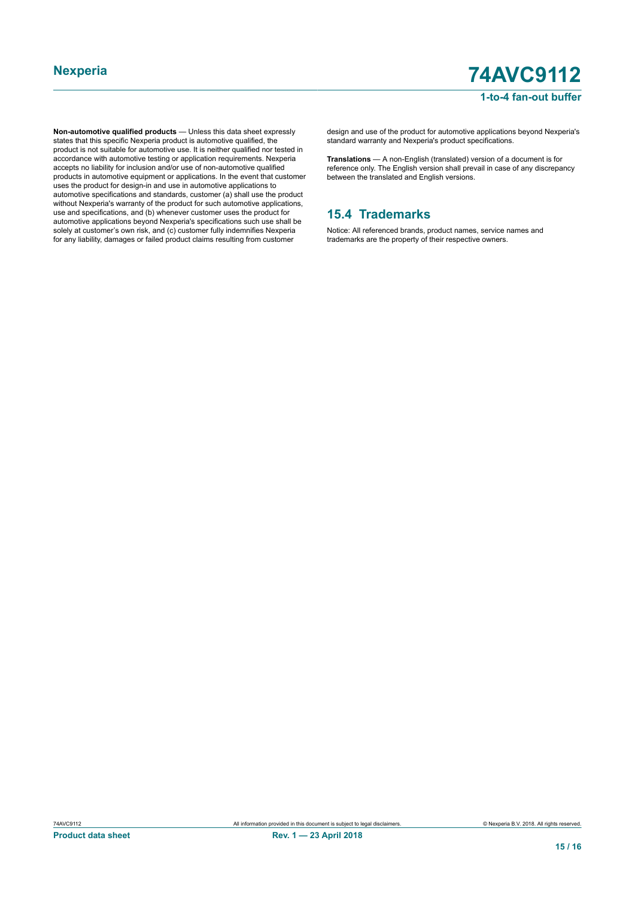**Non-automotive qualified products** — Unless this data sheet expressly states that this specific Nexperia product is automotive qualified, the product is not suitable for automotive use. It is neither qualified nor tested in accordance with automotive testing or application requirements. Nexperia accepts no liability for inclusion and/or use of non-automotive qualified products in automotive equipment or applications. In the event that customer uses the product for design-in and use in automotive applications to automotive specifications and standards, customer (a) shall use the product without Nexperia's warranty of the product for such automotive applications, use and specifications, and (b) whenever customer uses the product for automotive applications beyond Nexperia's specifications such use shall be solely at customer's own risk, and (c) customer fully indemnifies Nexperia for any liability, damages or failed product claims resulting from customer design and use of the product for automotive applications beyond Nexperia's standard warranty and Nexperia's product specifications.

**Translations** — A non-English (translated) version of a document is for reference only. The English version shall prevail in case of any discrepancy between the translated and English versions.

## 15.4 Trademarks

Notice: All referenced brands, product names, service names and trademarks are the property of their respective owners.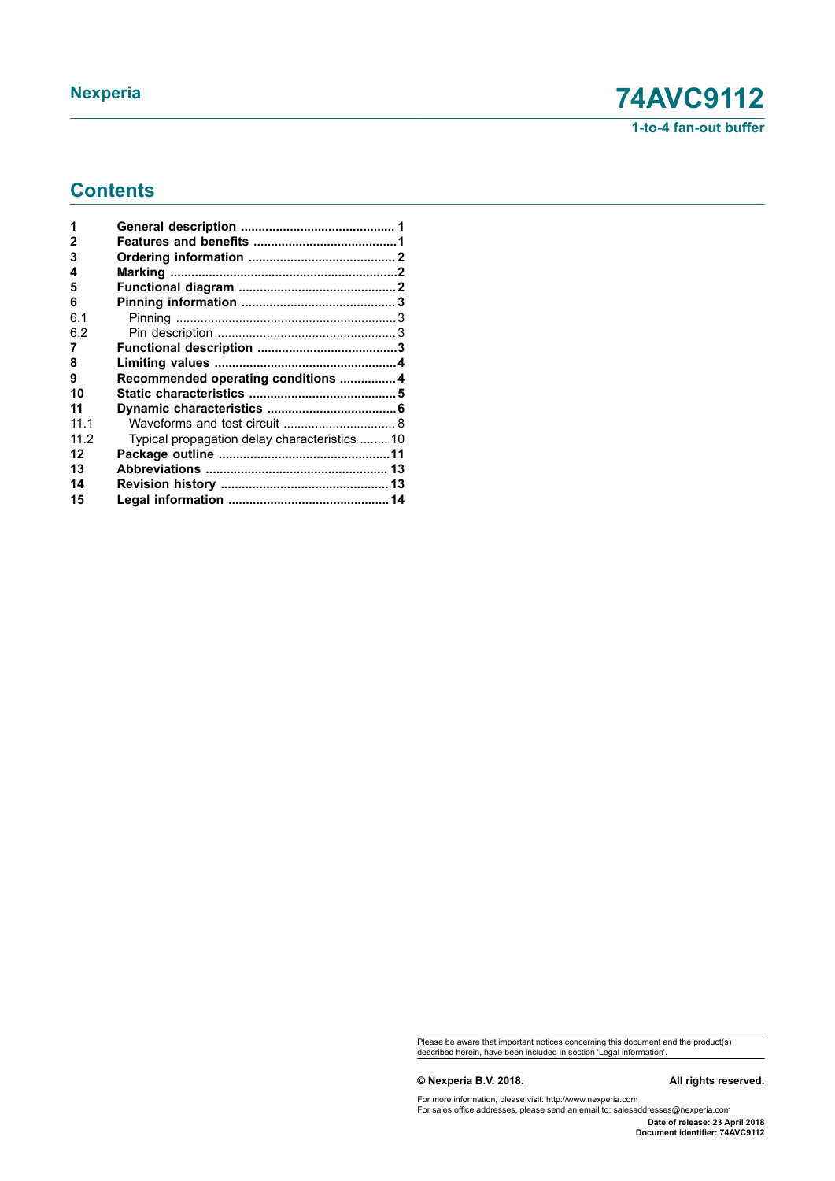## Contents

| | | |
|---|---|---|
| **1** | **General description** | **1** |
| **2** | **Features and benefits** | **1** |
| **3** | **Ordering information** | **2** |
| **4** | **Marking** | **2** |
| **5** | **Functional diagram** | **2** |
| **6** | **Pinning information** | **3** |
| 6.1 | Pinning | 3 |
| 6.2 | Pin description | 3 |
| **7** | **Functional description** | **3** |
| **8** | **Limiting values** | **4** |
| **9** | **Recommended operating conditions** | **4** |
| **10** | **Static characteristics** | **5** |
| **11** | **Dynamic characteristics** | **6** |
| 11.1 | Waveforms and test circuit | 8 |
| 11.2 | Typical propagation delay characteristics | 10 |
| **12** | **Package outline** | **11** |
| **13** | **Abbreviations** | **13** |
| **14** | **Revision history** | **13** |
| **15** | **Legal information** | **14** |

Please be aware that important notices concerning this document and the product(s) described herein, have been included in section 'Legal information'.

**© Nexperia B.V. 2018.** **All rights reserved.**

For more information, please visit: http://www.nexperia.com
For sales office addresses, please send an email to: salesaddresses@nexperia.com

**Date of release: 23 April 2018**
**Document identifier: 74AVC9112**